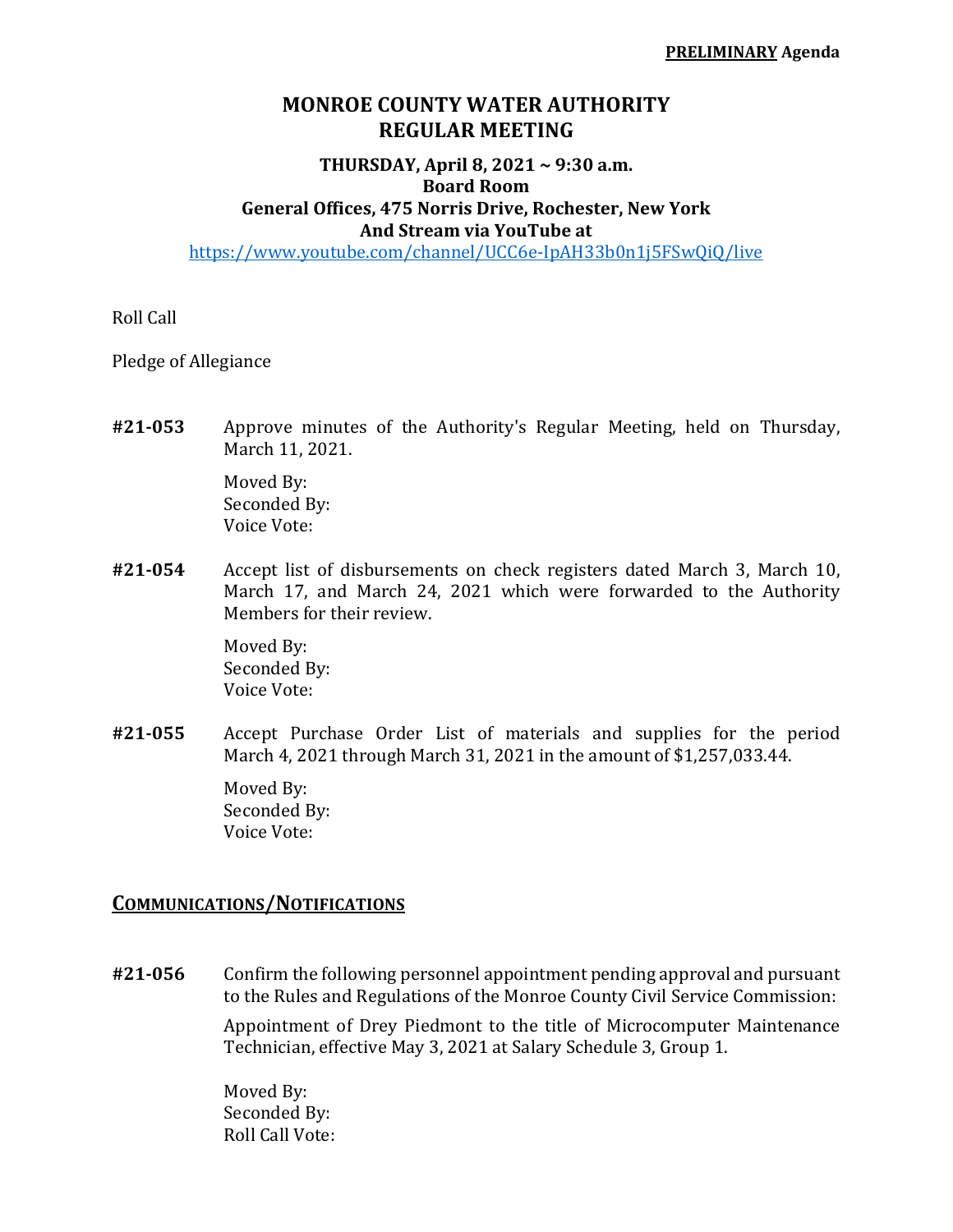**PRELIMINARY Agenda**

# MONROE COUNTY WATER AUTHORITY
# REGULAR MEETING

**THURSDAY, April 8, 2021 ~ 9:30 a.m.**
**Board Room**
**General Offices, 475 Norris Drive, Rochester, New York**
**And Stream via YouTube at**
https://www.youtube.com/channel/UCC6e-IpAH33b0n1j5FSwQiQ/live

Roll Call

Pledge of Allegiance

**#21-053** Approve minutes of the Authority's Regular Meeting, held on Thursday, March 11, 2021.

Moved By:
Seconded By:
Voice Vote:

**#21-054** Accept list of disbursements on check registers dated March 3, March 10, March 17, and March 24, 2021 which were forwarded to the Authority Members for their review.

Moved By:
Seconded By:
Voice Vote:

**#21-055** Accept Purchase Order List of materials and supplies for the period March 4, 2021 through March 31, 2021 in the amount of $1,257,033.44.

Moved By:
Seconded By:
Voice Vote:

## COMMUNICATIONS/NOTIFICATIONS

**#21-056** Confirm the following personnel appointment pending approval and pursuant to the Rules and Regulations of the Monroe County Civil Service Commission:

Appointment of Drey Piedmont to the title of Microcomputer Maintenance Technician, effective May 3, 2021 at Salary Schedule 3, Group 1.

Moved By:
Seconded By:
Roll Call Vote: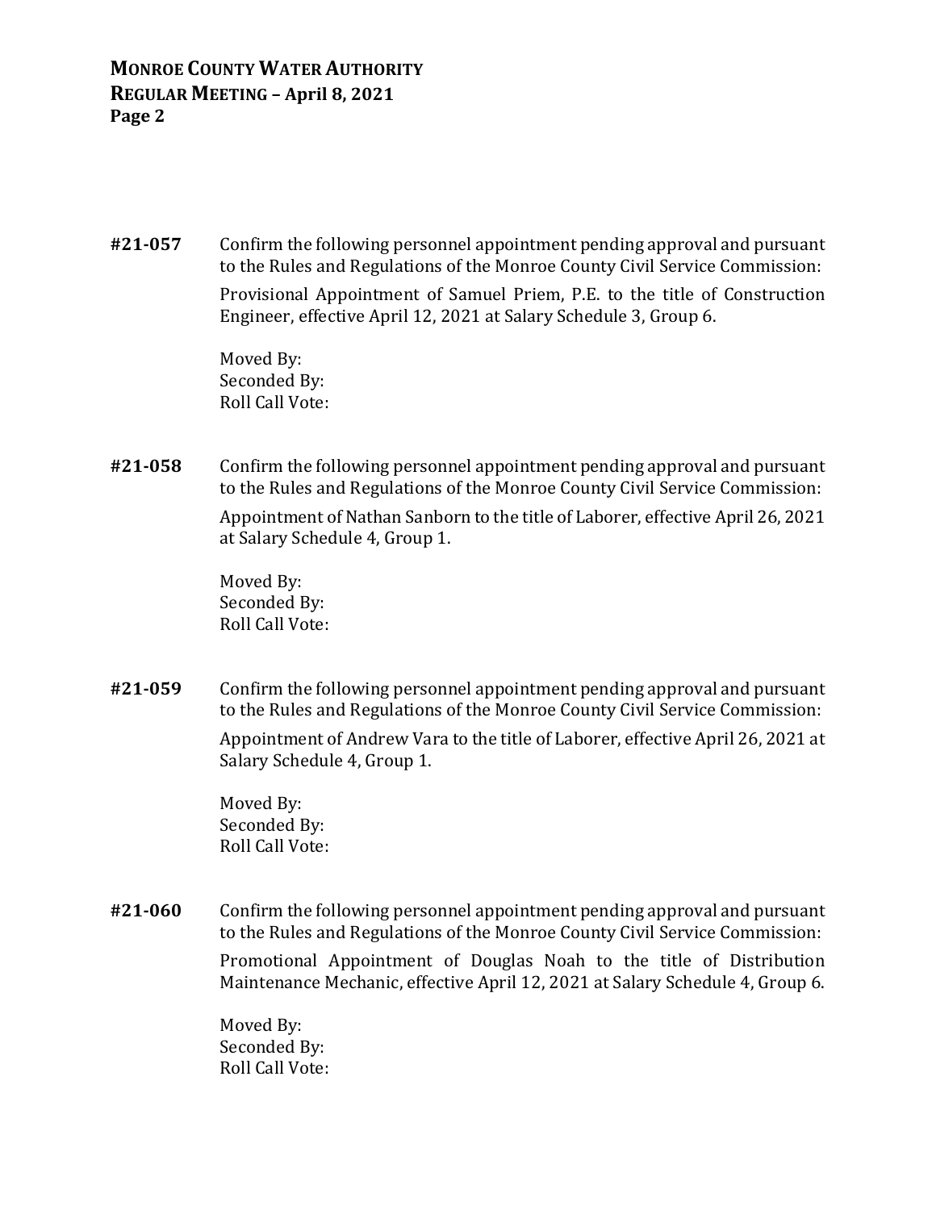**#21-057** Confirm the following personnel appointment pending approval and pursuant to the Rules and Regulations of the Monroe County Civil Service Commission:

Provisional Appointment of Samuel Priem, P.E. to the title of Construction Engineer, effective April 12, 2021 at Salary Schedule 3, Group 6.

Moved By:
Seconded By:
Roll Call Vote:

**#21-058** Confirm the following personnel appointment pending approval and pursuant to the Rules and Regulations of the Monroe County Civil Service Commission:

Appointment of Nathan Sanborn to the title of Laborer, effective April 26, 2021 at Salary Schedule 4, Group 1.

Moved By:
Seconded By:
Roll Call Vote:

**#21-059** Confirm the following personnel appointment pending approval and pursuant to the Rules and Regulations of the Monroe County Civil Service Commission:

Appointment of Andrew Vara to the title of Laborer, effective April 26, 2021 at Salary Schedule 4, Group 1.

Moved By:
Seconded By:
Roll Call Vote:

**#21-060** Confirm the following personnel appointment pending approval and pursuant to the Rules and Regulations of the Monroe County Civil Service Commission:

Promotional Appointment of Douglas Noah to the title of Distribution Maintenance Mechanic, effective April 12, 2021 at Salary Schedule 4, Group 6.

Moved By:
Seconded By:
Roll Call Vote: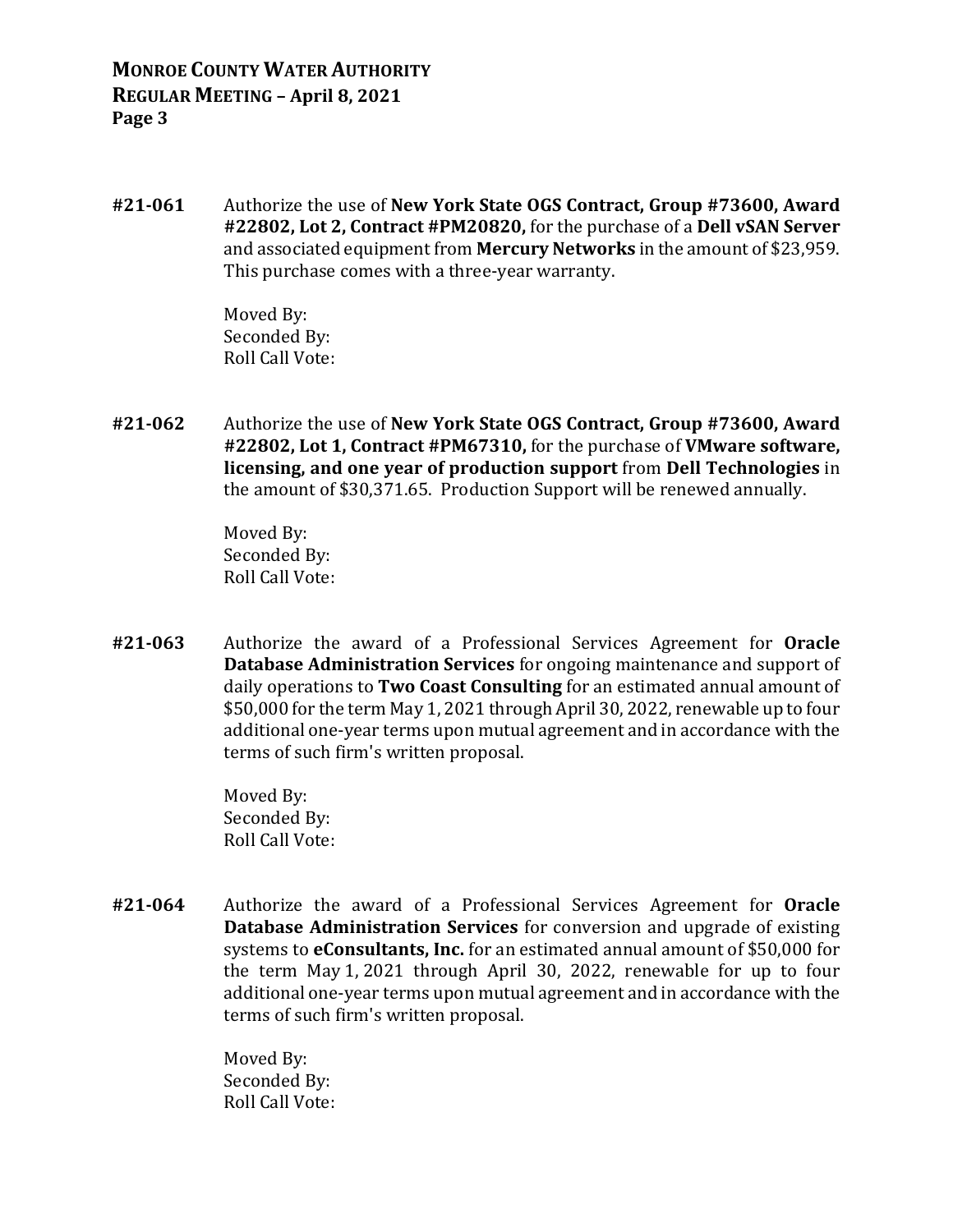**#21-061** Authorize the use of **New York State OGS Contract, Group #73600, Award #22802, Lot 2, Contract #PM20820,** for the purchase of a **Dell vSAN Server** and associated equipment from **Mercury Networks** in the amount of $23,959. This purchase comes with a three-year warranty.

Moved By:
Seconded By:
Roll Call Vote:

**#21-062** Authorize the use of **New York State OGS Contract, Group #73600, Award #22802, Lot 1, Contract #PM67310,** for the purchase of **VMware software, licensing, and one year of production support** from **Dell Technologies** in the amount of $30,371.65. Production Support will be renewed annually.

Moved By:
Seconded By:
Roll Call Vote:

**#21-063** Authorize the award of a Professional Services Agreement for **Oracle Database Administration Services** for ongoing maintenance and support of daily operations to **Two Coast Consulting** for an estimated annual amount of $50,000 for the term May 1, 2021 through April 30, 2022, renewable up to four additional one-year terms upon mutual agreement and in accordance with the terms of such firm's written proposal.

Moved By:
Seconded By:
Roll Call Vote:

**#21-064** Authorize the award of a Professional Services Agreement for **Oracle Database Administration Services** for conversion and upgrade of existing systems to **eConsultants, Inc.** for an estimated annual amount of $50,000 for the term May 1, 2021 through April 30, 2022, renewable for up to four additional one-year terms upon mutual agreement and in accordance with the terms of such firm's written proposal.

Moved By:
Seconded By:
Roll Call Vote: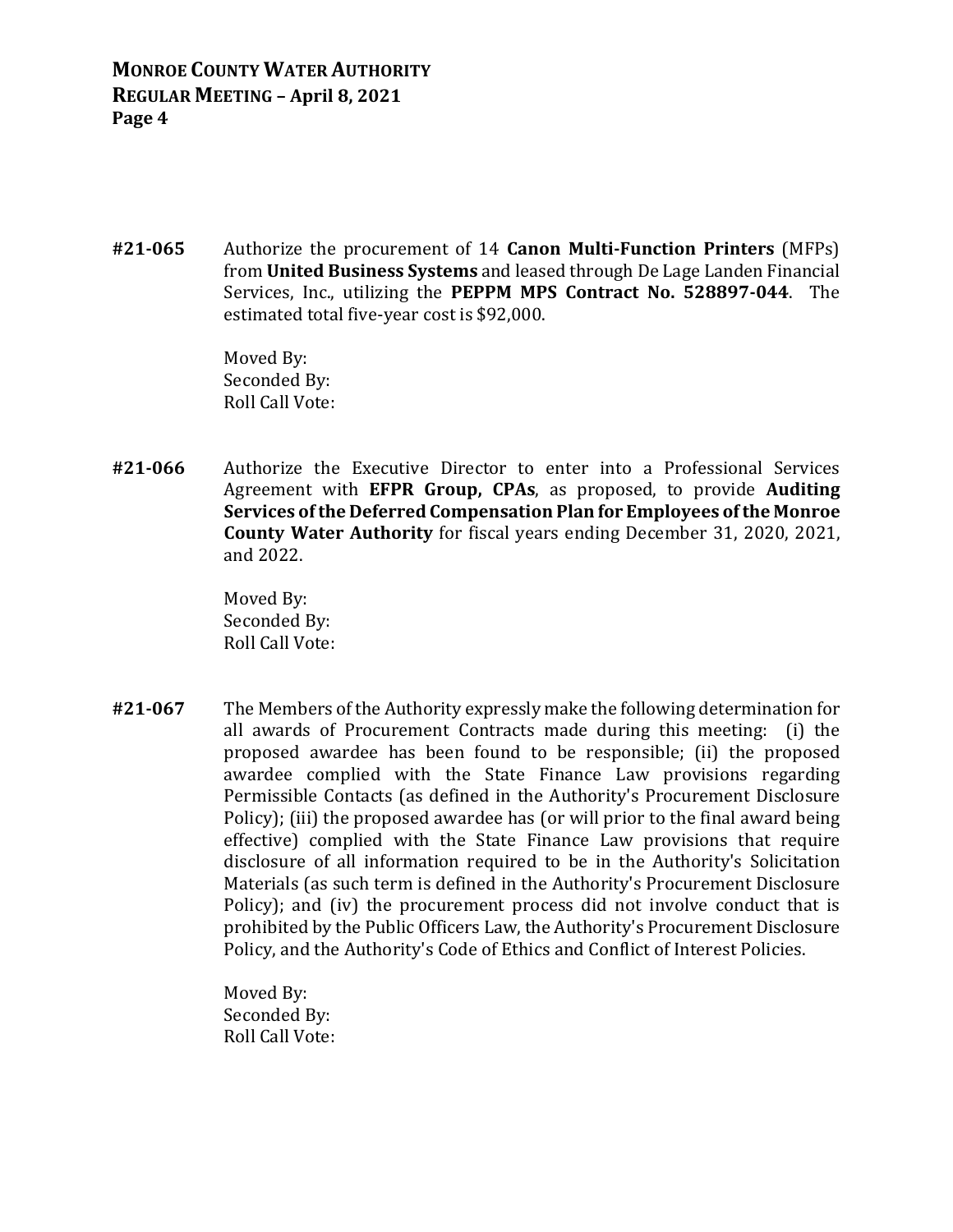**#21-065** Authorize the procurement of 14 **Canon Multi-Function Printers** (MFPs) from **United Business Systems** and leased through De Lage Landen Financial Services, Inc., utilizing the **PEPPM MPS Contract No. 528897-044**. The estimated total five-year cost is $92,000.

Moved By:
Seconded By:
Roll Call Vote:

**#21-066** Authorize the Executive Director to enter into a Professional Services Agreement with **EFPR Group, CPAs**, as proposed, to provide **Auditing Services of the Deferred Compensation Plan for Employees of the Monroe County Water Authority** for fiscal years ending December 31, 2020, 2021, and 2022.

Moved By:
Seconded By:
Roll Call Vote:

**#21-067** The Members of the Authority expressly make the following determination for all awards of Procurement Contracts made during this meeting: (i) the proposed awardee has been found to be responsible; (ii) the proposed awardee complied with the State Finance Law provisions regarding Permissible Contacts (as defined in the Authority's Procurement Disclosure Policy); (iii) the proposed awardee has (or will prior to the final award being effective) complied with the State Finance Law provisions that require disclosure of all information required to be in the Authority's Solicitation Materials (as such term is defined in the Authority's Procurement Disclosure Policy); and (iv) the procurement process did not involve conduct that is prohibited by the Public Officers Law, the Authority's Procurement Disclosure Policy, and the Authority's Code of Ethics and Conflict of Interest Policies.

Moved By:
Seconded By:
Roll Call Vote: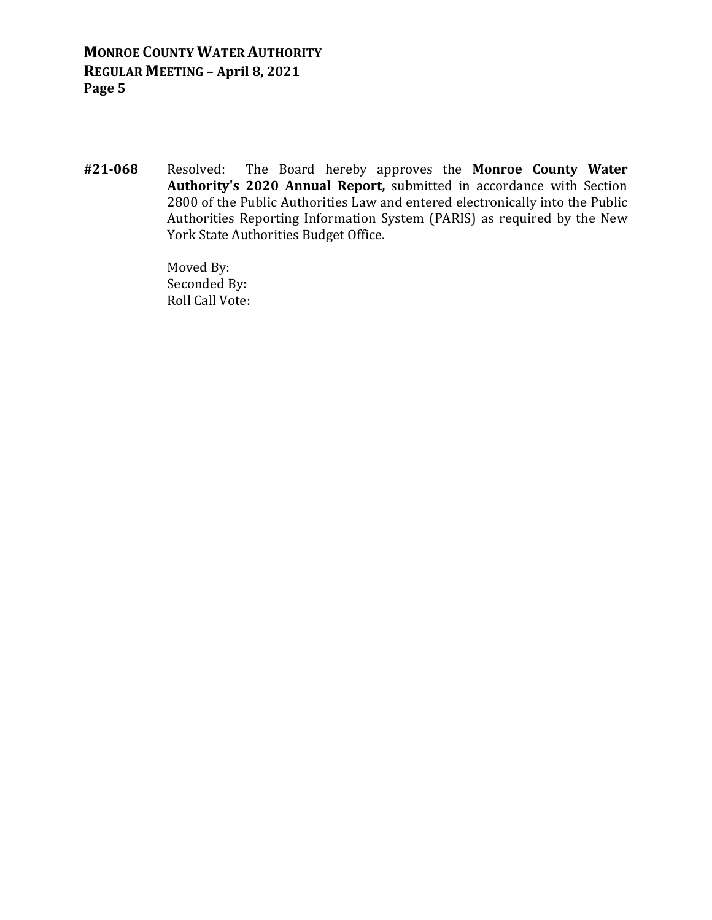**#21-068** Resolved: The Board hereby approves the **Monroe County Water Authority's 2020 Annual Report,** submitted in accordance with Section 2800 of the Public Authorities Law and entered electronically into the Public Authorities Reporting Information System (PARIS) as required by the New York State Authorities Budget Office.

Moved By:
Seconded By:
Roll Call Vote: